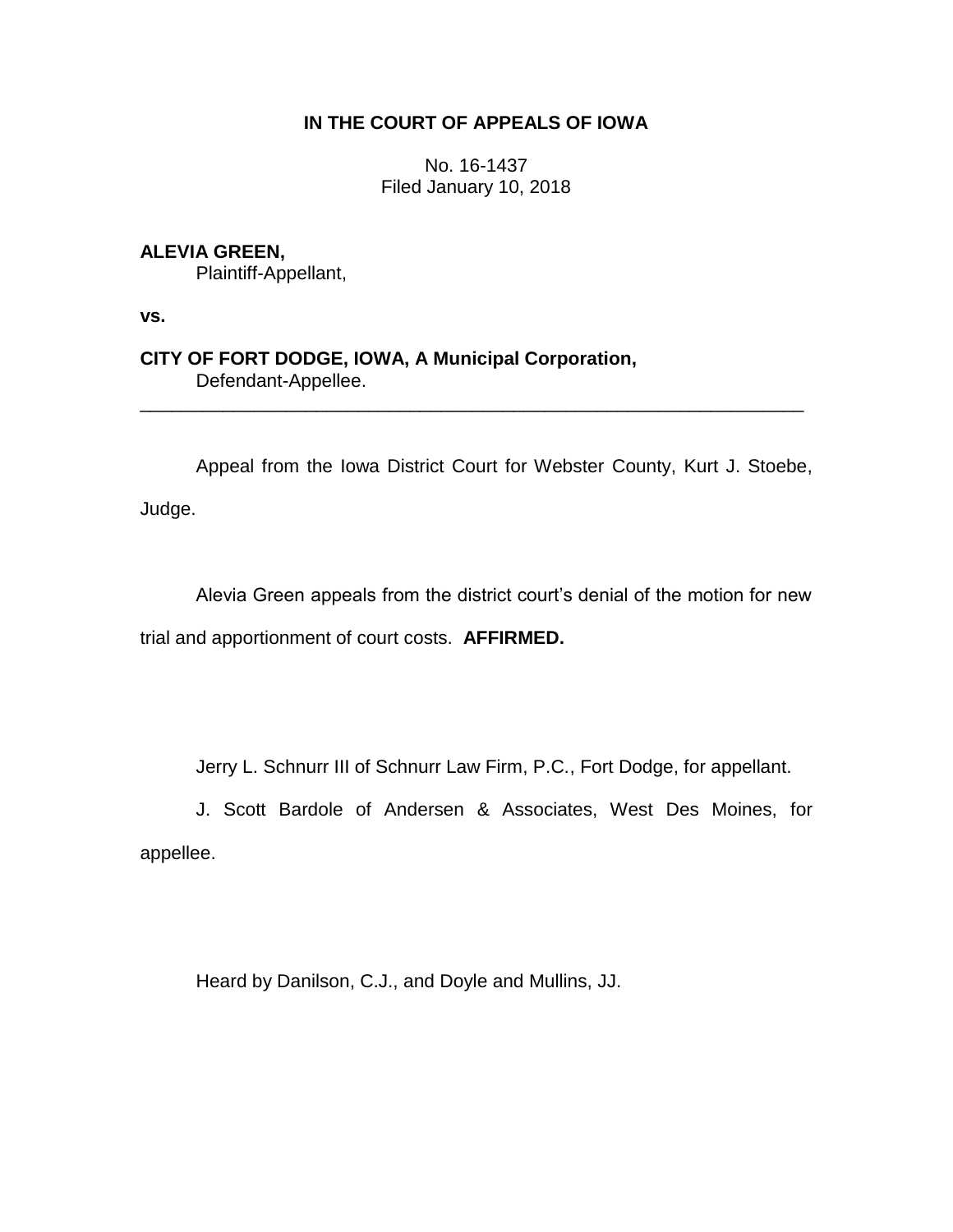**IN THE COURT OF APPEALS OF IOWA**

No. 16-1437
Filed January 10, 2018

**ALEVIA GREEN,**
Plaintiff-Appellant,

**vs.**

**CITY OF FORT DODGE, IOWA, A Municipal Corporation,**
Defendant-Appellee.

---

Appeal from the Iowa District Court for Webster County, Kurt J. Stoebe, Judge.

Alevia Green appeals from the district court's denial of the motion for new trial and apportionment of court costs. **AFFIRMED.**

Jerry L. Schnurr III of Schnurr Law Firm, P.C., Fort Dodge, for appellant.

J. Scott Bardole of Andersen & Associates, West Des Moines, for appellee.

Heard by Danilson, C.J., and Doyle and Mullins, JJ.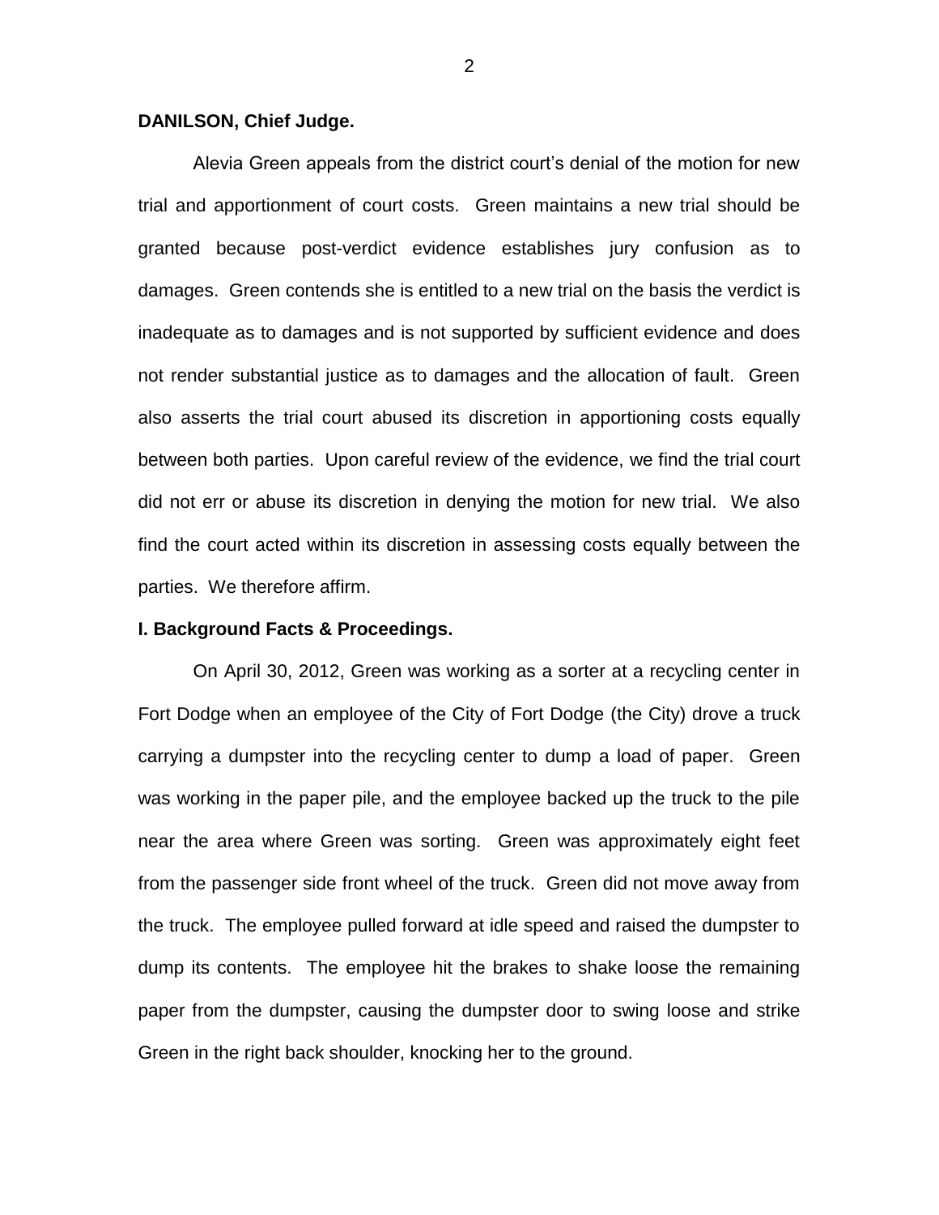**DANILSON, Chief Judge.**

Alevia Green appeals from the district court's denial of the motion for new trial and apportionment of court costs. Green maintains a new trial should be granted because post-verdict evidence establishes jury confusion as to damages. Green contends she is entitled to a new trial on the basis the verdict is inadequate as to damages and is not supported by sufficient evidence and does not render substantial justice as to damages and the allocation of fault. Green also asserts the trial court abused its discretion in apportioning costs equally between both parties. Upon careful review of the evidence, we find the trial court did not err or abuse its discretion in denying the motion for new trial. We also find the court acted within its discretion in assessing costs equally between the parties. We therefore affirm.

**I. Background Facts & Proceedings.**

On April 30, 2012, Green was working as a sorter at a recycling center in Fort Dodge when an employee of the City of Fort Dodge (the City) drove a truck carrying a dumpster into the recycling center to dump a load of paper. Green was working in the paper pile, and the employee backed up the truck to the pile near the area where Green was sorting. Green was approximately eight feet from the passenger side front wheel of the truck. Green did not move away from the truck. The employee pulled forward at idle speed and raised the dumpster to dump its contents. The employee hit the brakes to shake loose the remaining paper from the dumpster, causing the dumpster door to swing loose and strike Green in the right back shoulder, knocking her to the ground.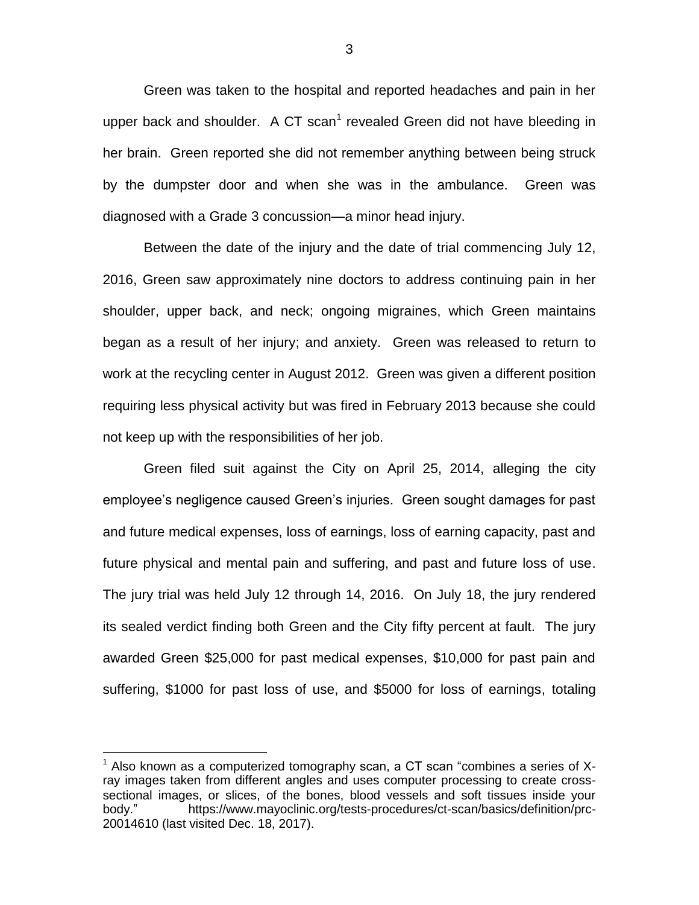Green was taken to the hospital and reported headaches and pain in her upper back and shoulder. A CT scan[1] revealed Green did not have bleeding in her brain. Green reported she did not remember anything between being struck by the dumpster door and when she was in the ambulance. Green was diagnosed with a Grade 3 concussion—a minor head injury.

Between the date of the injury and the date of trial commencing July 12, 2016, Green saw approximately nine doctors to address continuing pain in her shoulder, upper back, and neck; ongoing migraines, which Green maintains began as a result of her injury; and anxiety. Green was released to return to work at the recycling center in August 2012. Green was given a different position requiring less physical activity but was fired in February 2013 because she could not keep up with the responsibilities of her job.

Green filed suit against the City on April 25, 2014, alleging the city employee's negligence caused Green's injuries. Green sought damages for past and future medical expenses, loss of earnings, loss of earning capacity, past and future physical and mental pain and suffering, and past and future loss of use. The jury trial was held July 12 through 14, 2016. On July 18, the jury rendered its sealed verdict finding both Green and the City fifty percent at fault. The jury awarded Green $25,000 for past medical expenses, $10,000 for past pain and suffering, $1000 for past loss of use, and $5000 for loss of earnings, totaling

---

[1] Also known as a computerized tomography scan, a CT scan "combines a series of X-ray images taken from different angles and uses computer processing to create cross-sectional images, or slices, of the bones, blood vessels and soft tissues inside your body." https://www.mayoclinic.org/tests-procedures/ct-scan/basics/definition/prc-20014610 (last visited Dec. 18, 2017).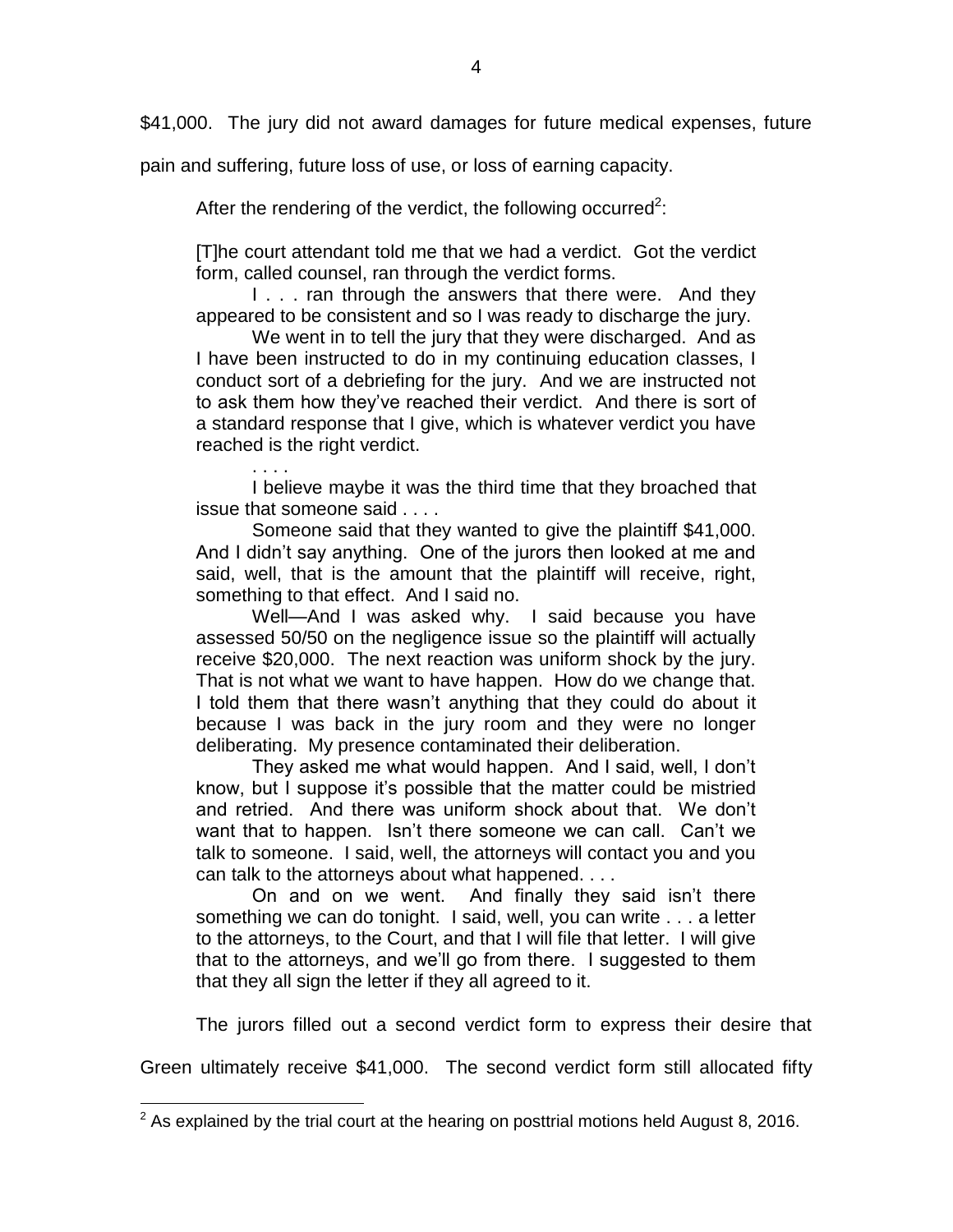$41,000. The jury did not award damages for future medical expenses, future pain and suffering, future loss of use, or loss of earning capacity.

After the rendering of the verdict, the following occurred[2]:

> [T]he court attendant told me that we had a verdict. Got the verdict form, called counsel, ran through the verdict forms.
>
> I . . . ran through the answers that there were. And they appeared to be consistent and so I was ready to discharge the jury.
>
> We went in to tell the jury that they were discharged. And as I have been instructed to do in my continuing education classes, I conduct sort of a debriefing for the jury. And we are instructed not to ask them how they've reached their verdict. And there is sort of a standard response that I give, which is whatever verdict you have reached is the right verdict.
>
> . . . .
>
> I believe maybe it was the third time that they broached that issue that someone said . . . .
>
> Someone said that they wanted to give the plaintiff $41,000. And I didn't say anything. One of the jurors then looked at me and said, well, that is the amount that the plaintiff will receive, right, something to that effect. And I said no.
>
> Well—And I was asked why. I said because you have assessed 50/50 on the negligence issue so the plaintiff will actually receive $20,000. The next reaction was uniform shock by the jury. That is not what we want to have happen. How do we change that. I told them that there wasn't anything that they could do about it because I was back in the jury room and they were no longer deliberating. My presence contaminated their deliberation.
>
> They asked me what would happen. And I said, well, I don't know, but I suppose it's possible that the matter could be mistried and retried. And there was uniform shock about that. We don't want that to happen. Isn't there someone we can call. Can't we talk to someone. I said, well, the attorneys will contact you and you can talk to the attorneys about what happened. . . .
>
> On and on we went. And finally they said isn't there something we can do tonight. I said, well, you can write . . . a letter to the attorneys, to the Court, and that I will file that letter. I will give that to the attorneys, and we'll go from there. I suggested to them that they all sign the letter if they all agreed to it.

The jurors filled out a second verdict form to express their desire that Green ultimately receive $41,000. The second verdict form still allocated fifty

---

[2] As explained by the trial court at the hearing on posttrial motions held August 8, 2016.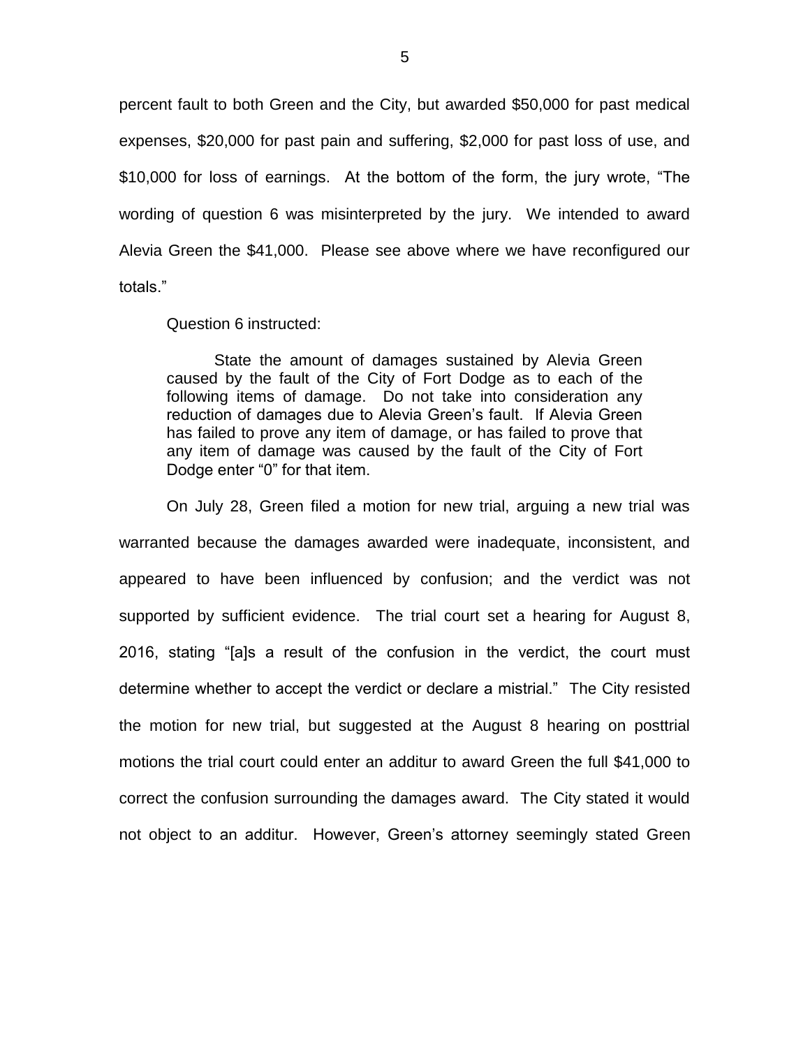percent fault to both Green and the City, but awarded $50,000 for past medical expenses, $20,000 for past pain and suffering, $2,000 for past loss of use, and $10,000 for loss of earnings. At the bottom of the form, the jury wrote, "The wording of question 6 was misinterpreted by the jury. We intended to award Alevia Green the $41,000. Please see above where we have reconfigured our totals."

Question 6 instructed:

> State the amount of damages sustained by Alevia Green caused by the fault of the City of Fort Dodge as to each of the following items of damage. Do not take into consideration any reduction of damages due to Alevia Green's fault. If Alevia Green has failed to prove any item of damage, or has failed to prove that any item of damage was caused by the fault of the City of Fort Dodge enter "0" for that item.

On July 28, Green filed a motion for new trial, arguing a new trial was warranted because the damages awarded were inadequate, inconsistent, and appeared to have been influenced by confusion; and the verdict was not supported by sufficient evidence. The trial court set a hearing for August 8, 2016, stating "[a]s a result of the confusion in the verdict, the court must determine whether to accept the verdict or declare a mistrial." The City resisted the motion for new trial, but suggested at the August 8 hearing on posttrial motions the trial court could enter an additur to award Green the full $41,000 to correct the confusion surrounding the damages award. The City stated it would not object to an additur. However, Green's attorney seemingly stated Green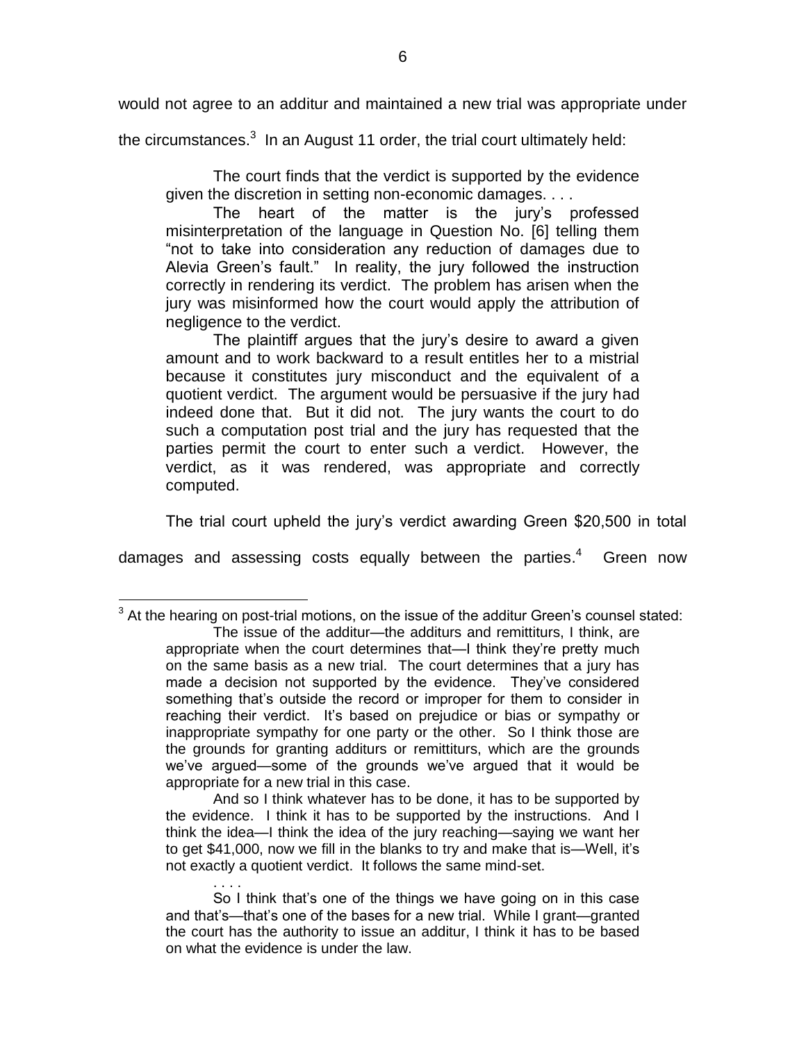would not agree to an additur and maintained a new trial was appropriate under the circumstances.[3] In an August 11 order, the trial court ultimately held:

> The court finds that the verdict is supported by the evidence given the discretion in setting non-economic damages. . . .
>
> The heart of the matter is the jury's professed misinterpretation of the language in Question No. [6] telling them "not to take into consideration any reduction of damages due to Alevia Green's fault." In reality, the jury followed the instruction correctly in rendering its verdict. The problem has arisen when the jury was misinformed how the court would apply the attribution of negligence to the verdict.
>
> The plaintiff argues that the jury's desire to award a given amount and to work backward to a result entitles her to a mistrial because it constitutes jury misconduct and the equivalent of a quotient verdict. The argument would be persuasive if the jury had indeed done that. But it did not. The jury wants the court to do such a computation post trial and the jury has requested that the parties permit the court to enter such a verdict. However, the verdict, as it was rendered, was appropriate and correctly computed.

The trial court upheld the jury's verdict awarding Green $20,500 in total damages and assessing costs equally between the parties.[4] Green now

---

[3] At the hearing on post-trial motions, on the issue of the additur Green's counsel stated:

> The issue of the additur—the additurs and remittiturs, I think, are appropriate when the court determines that—I think they're pretty much on the same basis as a new trial. The court determines that a jury has made a decision not supported by the evidence. They've considered something that's outside the record or improper for them to consider in reaching their verdict. It's based on prejudice or bias or sympathy or inappropriate sympathy for one party or the other. So I think those are the grounds for granting additurs or remittiturs, which are the grounds we've argued—some of the grounds we've argued that it would be appropriate for a new trial in this case.
>
> And so I think whatever has to be done, it has to be supported by the evidence. I think it has to be supported by the instructions. And I think the idea—I think the idea of the jury reaching—saying we want her to get $41,000, now we fill in the blanks to try and make that is—Well, it's not exactly a quotient verdict. It follows the same mind-set.
>
> . . . .
>
> So I think that's one of the things we have going on in this case and that's—that's one of the bases for a new trial. While I grant—granted the court has the authority to issue an additur, I think it has to be based on what the evidence is under the law.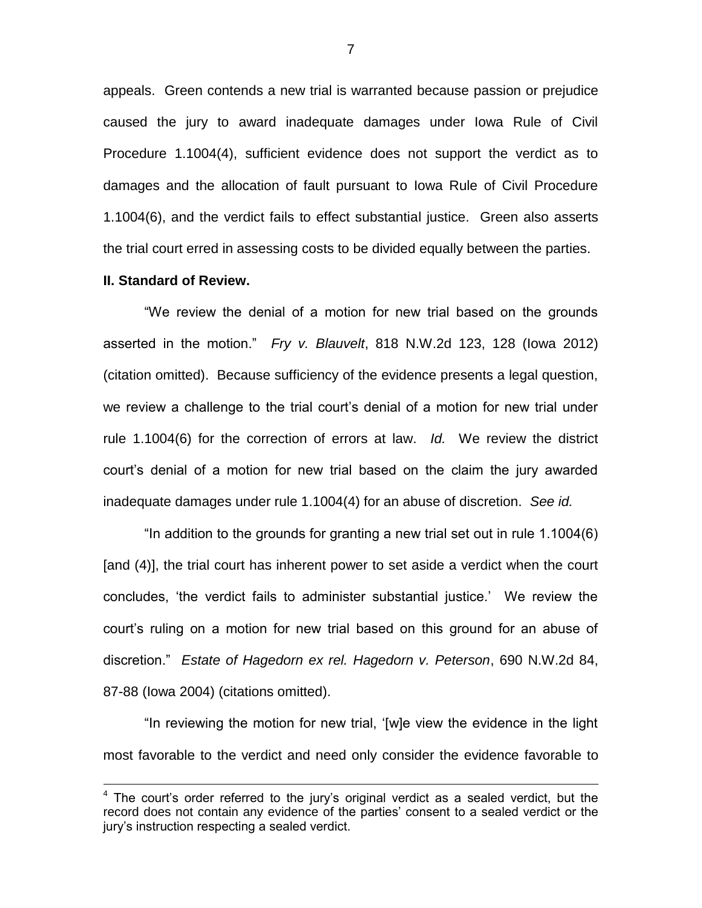appeals. Green contends a new trial is warranted because passion or prejudice caused the jury to award inadequate damages under Iowa Rule of Civil Procedure 1.1004(4), sufficient evidence does not support the verdict as to damages and the allocation of fault pursuant to Iowa Rule of Civil Procedure 1.1004(6), and the verdict fails to effect substantial justice. Green also asserts the trial court erred in assessing costs to be divided equally between the parties.

**II. Standard of Review.**

"We review the denial of a motion for new trial based on the grounds asserted in the motion." *Fry v. Blauvelt*, 818 N.W.2d 123, 128 (Iowa 2012) (citation omitted). Because sufficiency of the evidence presents a legal question, we review a challenge to the trial court's denial of a motion for new trial under rule 1.1004(6) for the correction of errors at law. *Id.* We review the district court's denial of a motion for new trial based on the claim the jury awarded inadequate damages under rule 1.1004(4) for an abuse of discretion. *See id.*

"In addition to the grounds for granting a new trial set out in rule 1.1004(6) [and (4)], the trial court has inherent power to set aside a verdict when the court concludes, 'the verdict fails to administer substantial justice.' We review the court's ruling on a motion for new trial based on this ground for an abuse of discretion." *Estate of Hagedorn ex rel. Hagedorn v. Peterson*, 690 N.W.2d 84, 87-88 (Iowa 2004) (citations omitted).

"In reviewing the motion for new trial, '[w]e view the evidence in the light most favorable to the verdict and need only consider the evidence favorable to

---

[4] The court's order referred to the jury's original verdict as a sealed verdict, but the record does not contain any evidence of the parties' consent to a sealed verdict or the jury's instruction respecting a sealed verdict.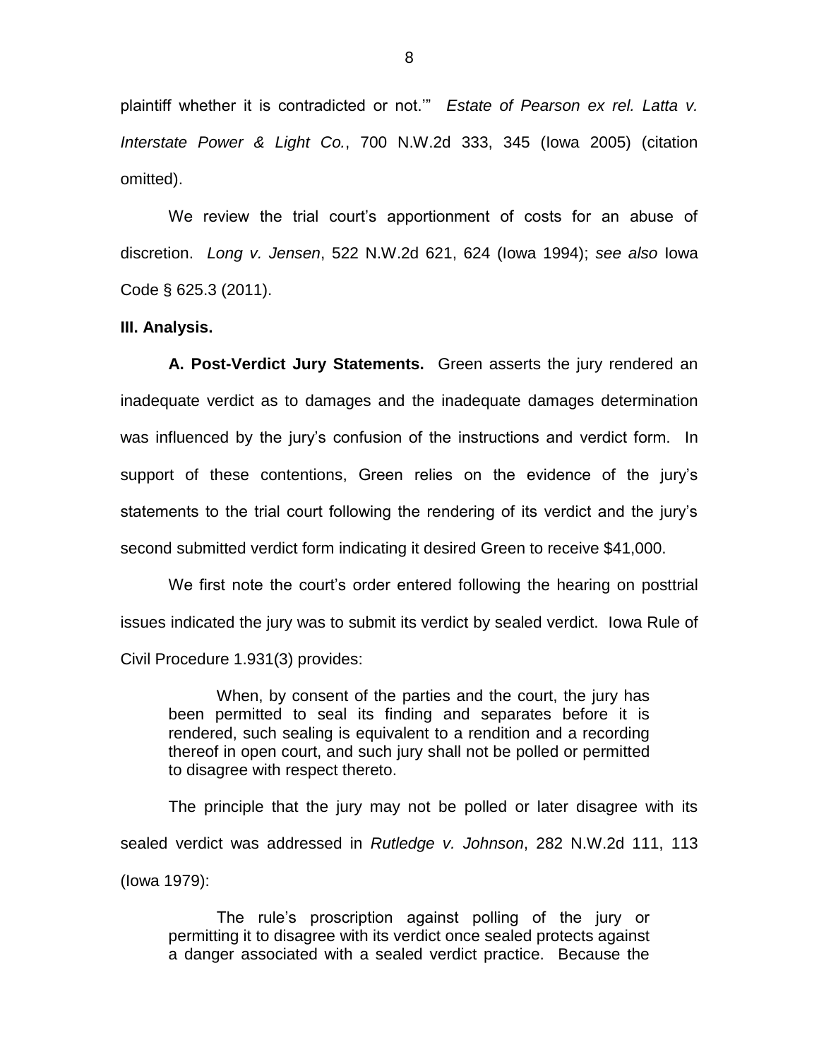plaintiff whether it is contradicted or not.'" *Estate of Pearson ex rel. Latta v. Interstate Power & Light Co.*, 700 N.W.2d 333, 345 (Iowa 2005) (citation omitted).

We review the trial court's apportionment of costs for an abuse of discretion. *Long v. Jensen*, 522 N.W.2d 621, 624 (Iowa 1994); *see also* Iowa Code § 625.3 (2011).

**III. Analysis.**

**A. Post-Verdict Jury Statements.** Green asserts the jury rendered an inadequate verdict as to damages and the inadequate damages determination was influenced by the jury's confusion of the instructions and verdict form. In support of these contentions, Green relies on the evidence of the jury's statements to the trial court following the rendering of its verdict and the jury's second submitted verdict form indicating it desired Green to receive $41,000.

We first note the court's order entered following the hearing on posttrial issues indicated the jury was to submit its verdict by sealed verdict. Iowa Rule of Civil Procedure 1.931(3) provides:

> When, by consent of the parties and the court, the jury has been permitted to seal its finding and separates before it is rendered, such sealing is equivalent to a rendition and a recording thereof in open court, and such jury shall not be polled or permitted to disagree with respect thereto.

The principle that the jury may not be polled or later disagree with its sealed verdict was addressed in *Rutledge v. Johnson*, 282 N.W.2d 111, 113 (Iowa 1979):

> The rule's proscription against polling of the jury or permitting it to disagree with its verdict once sealed protects against a danger associated with a sealed verdict practice. Because the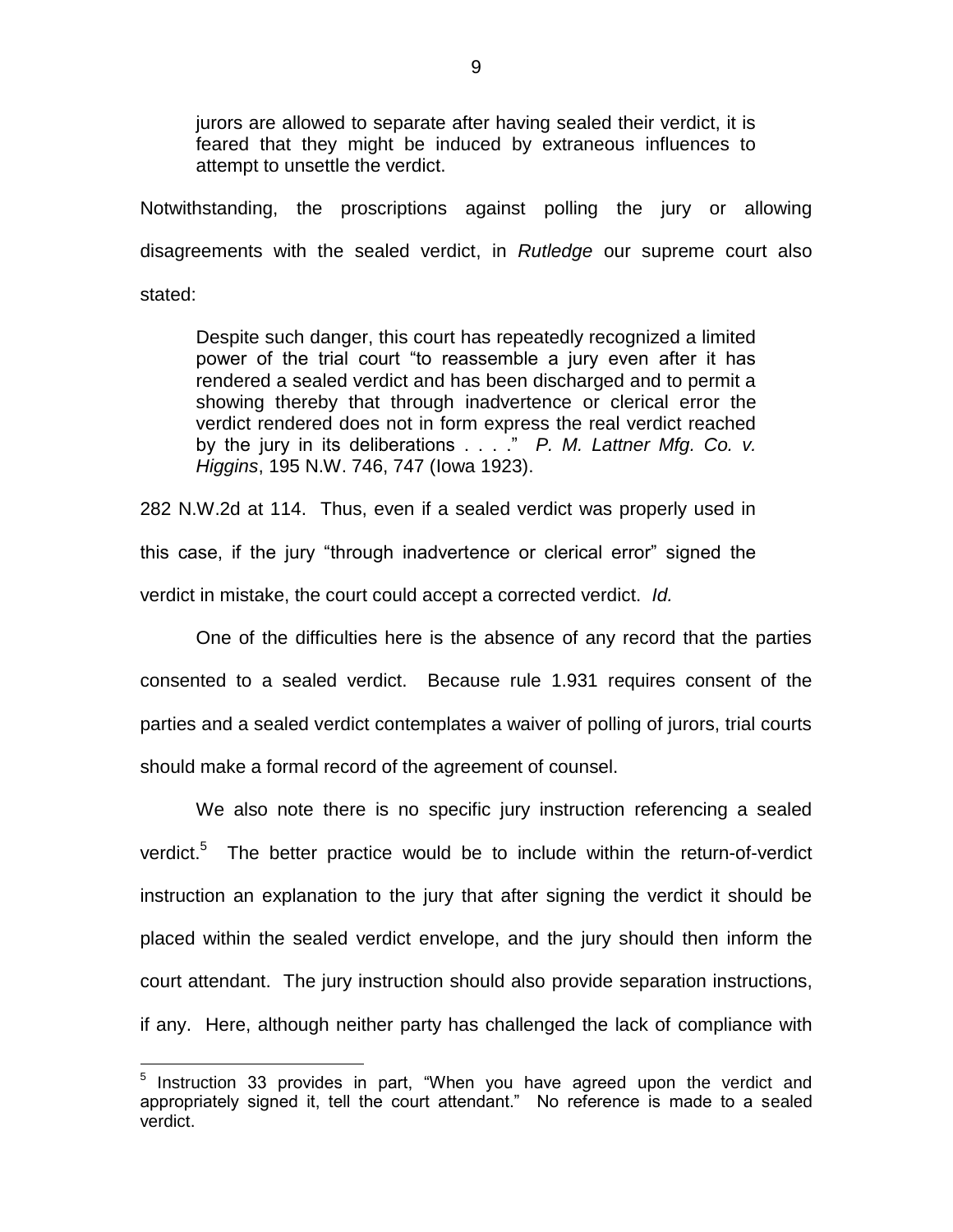> jurors are allowed to separate after having sealed their verdict, it is feared that they might be induced by extraneous influences to attempt to unsettle the verdict.

Notwithstanding, the proscriptions against polling the jury or allowing disagreements with the sealed verdict, in *Rutledge* our supreme court also stated:

> Despite such danger, this court has repeatedly recognized a limited power of the trial court "to reassemble a jury even after it has rendered a sealed verdict and has been discharged and to permit a showing thereby that through inadvertence or clerical error the verdict rendered does not in form express the real verdict reached by the jury in its deliberations . . . ." *P. M. Lattner Mfg. Co. v. Higgins*, 195 N.W. 746, 747 (Iowa 1923).

282 N.W.2d at 114. Thus, even if a sealed verdict was properly used in this case, if the jury "through inadvertence or clerical error" signed the verdict in mistake, the court could accept a corrected verdict. *Id.*

One of the difficulties here is the absence of any record that the parties consented to a sealed verdict. Because rule 1.931 requires consent of the parties and a sealed verdict contemplates a waiver of polling of jurors, trial courts should make a formal record of the agreement of counsel.

We also note there is no specific jury instruction referencing a sealed verdict.[5] The better practice would be to include within the return-of-verdict instruction an explanation to the jury that after signing the verdict it should be placed within the sealed verdict envelope, and the jury should then inform the court attendant. The jury instruction should also provide separation instructions, if any. Here, although neither party has challenged the lack of compliance with

---

[5] Instruction 33 provides in part, "When you have agreed upon the verdict and appropriately signed it, tell the court attendant." No reference is made to a sealed verdict.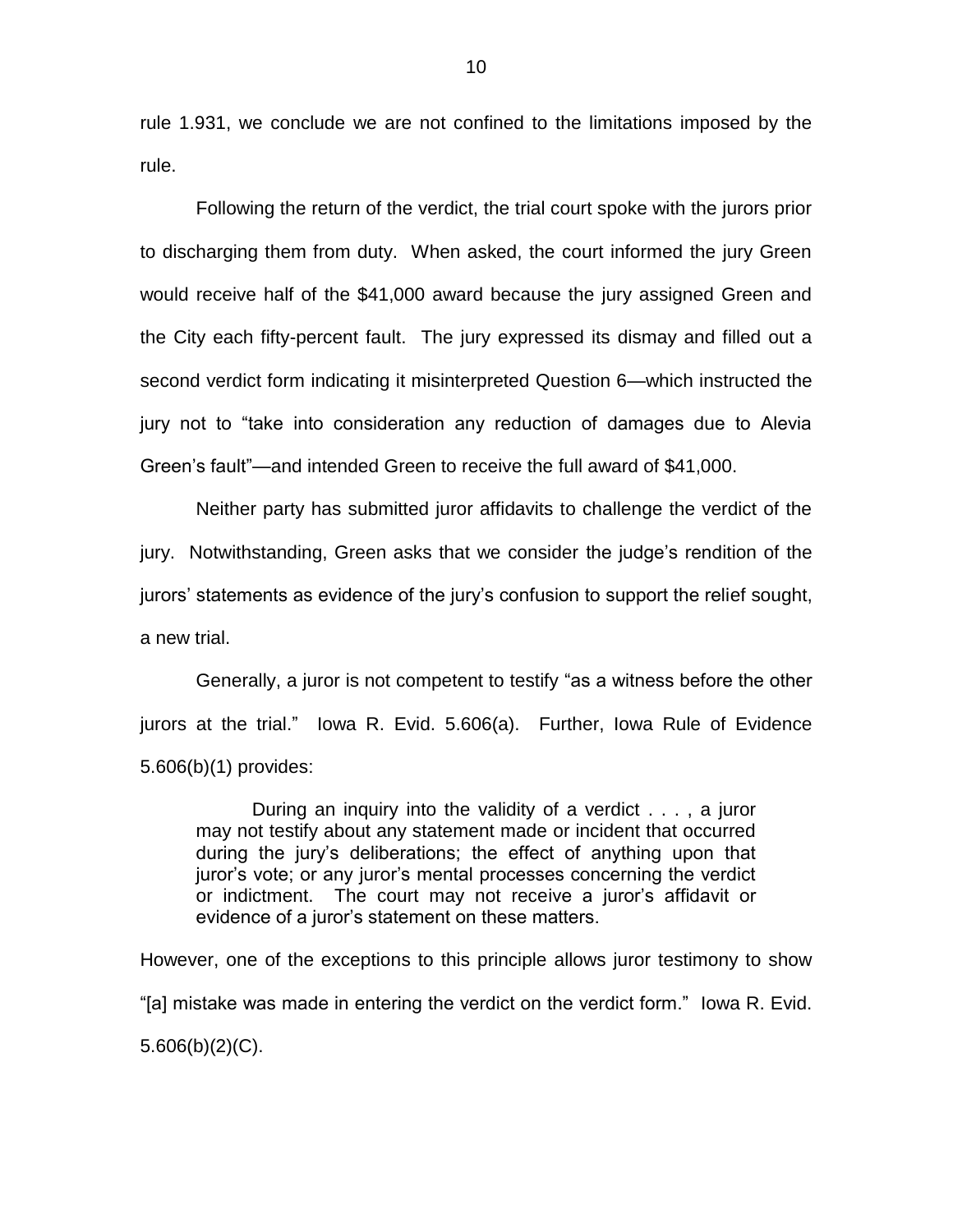rule 1.931, we conclude we are not confined to the limitations imposed by the rule.

Following the return of the verdict, the trial court spoke with the jurors prior to discharging them from duty. When asked, the court informed the jury Green would receive half of the $41,000 award because the jury assigned Green and the City each fifty-percent fault. The jury expressed its dismay and filled out a second verdict form indicating it misinterpreted Question 6—which instructed the jury not to "take into consideration any reduction of damages due to Alevia Green's fault"—and intended Green to receive the full award of $41,000.

Neither party has submitted juror affidavits to challenge the verdict of the jury. Notwithstanding, Green asks that we consider the judge's rendition of the jurors' statements as evidence of the jury's confusion to support the relief sought, a new trial.

Generally, a juror is not competent to testify "as a witness before the other jurors at the trial." Iowa R. Evid. 5.606(a). Further, Iowa Rule of Evidence 5.606(b)(1) provides:

> During an inquiry into the validity of a verdict . . . , a juror may not testify about any statement made or incident that occurred during the jury's deliberations; the effect of anything upon that juror's vote; or any juror's mental processes concerning the verdict or indictment. The court may not receive a juror's affidavit or evidence of a juror's statement on these matters.

However, one of the exceptions to this principle allows juror testimony to show "[a] mistake was made in entering the verdict on the verdict form." Iowa R. Evid. 5.606(b)(2)(C).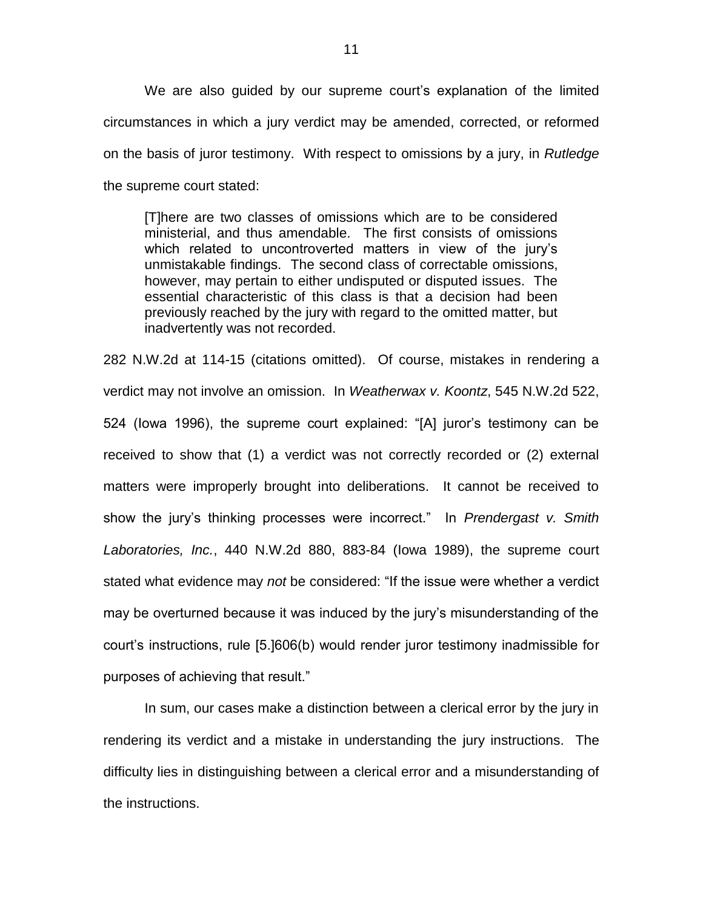We are also guided by our supreme court's explanation of the limited circumstances in which a jury verdict may be amended, corrected, or reformed on the basis of juror testimony. With respect to omissions by a jury, in *Rutledge* the supreme court stated:

> [T]here are two classes of omissions which are to be considered ministerial, and thus amendable. The first consists of omissions which related to uncontroverted matters in view of the jury's unmistakable findings. The second class of correctable omissions, however, may pertain to either undisputed or disputed issues. The essential characteristic of this class is that a decision had been previously reached by the jury with regard to the omitted matter, but inadvertently was not recorded.

282 N.W.2d at 114-15 (citations omitted). Of course, mistakes in rendering a verdict may not involve an omission. In *Weatherwax v. Koontz*, 545 N.W.2d 522, 524 (Iowa 1996), the supreme court explained: "[A] juror's testimony can be received to show that (1) a verdict was not correctly recorded or (2) external matters were improperly brought into deliberations. It cannot be received to show the jury's thinking processes were incorrect." In *Prendergast v. Smith Laboratories, Inc.*, 440 N.W.2d 880, 883-84 (Iowa 1989), the supreme court stated what evidence may *not* be considered: "If the issue were whether a verdict may be overturned because it was induced by the jury's misunderstanding of the court's instructions, rule [5.]606(b) would render juror testimony inadmissible for purposes of achieving that result."

In sum, our cases make a distinction between a clerical error by the jury in rendering its verdict and a mistake in understanding the jury instructions. The difficulty lies in distinguishing between a clerical error and a misunderstanding of the instructions.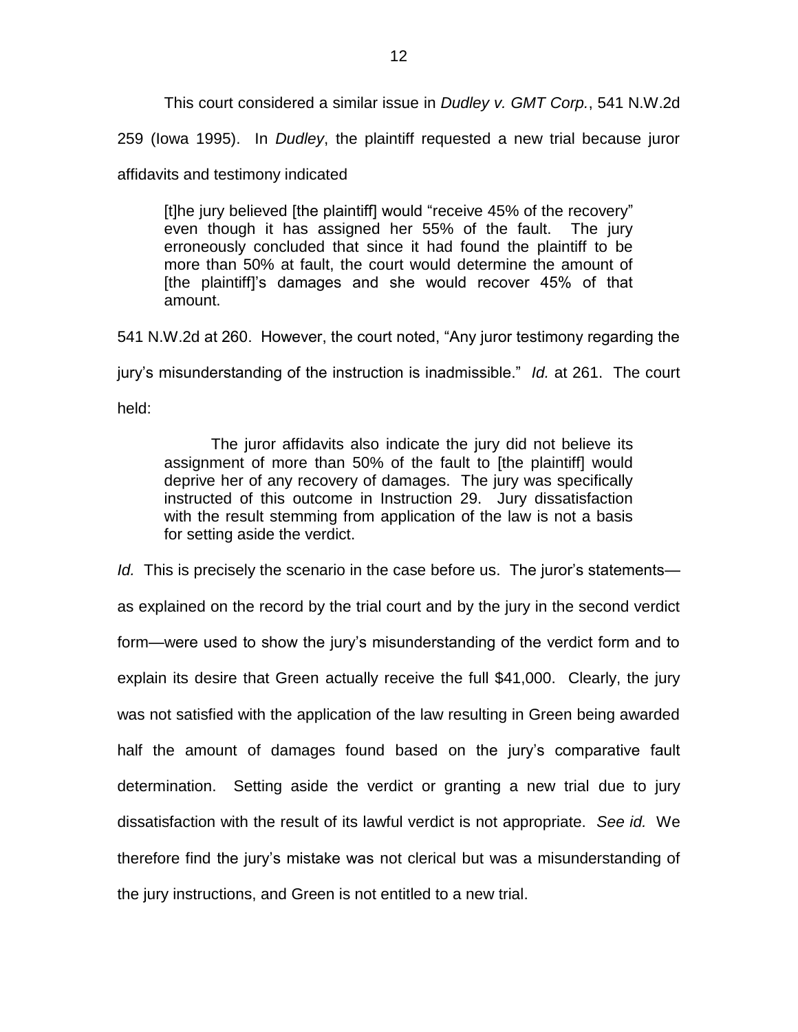This court considered a similar issue in *Dudley v. GMT Corp.*, 541 N.W.2d 259 (Iowa 1995). In *Dudley*, the plaintiff requested a new trial because juror affidavits and testimony indicated

> [t]he jury believed [the plaintiff] would "receive 45% of the recovery" even though it has assigned her 55% of the fault. The jury erroneously concluded that since it had found the plaintiff to be more than 50% at fault, the court would determine the amount of [the plaintiff]'s damages and she would recover 45% of that amount.

541 N.W.2d at 260. However, the court noted, "Any juror testimony regarding the jury's misunderstanding of the instruction is inadmissible." *Id.* at 261. The court held:

> The juror affidavits also indicate the jury did not believe its assignment of more than 50% of the fault to [the plaintiff] would deprive her of any recovery of damages. The jury was specifically instructed of this outcome in Instruction 29. Jury dissatisfaction with the result stemming from application of the law is not a basis for setting aside the verdict.

*Id.* This is precisely the scenario in the case before us. The juror's statements—as explained on the record by the trial court and by the jury in the second verdict form—were used to show the jury's misunderstanding of the verdict form and to explain its desire that Green actually receive the full $41,000. Clearly, the jury was not satisfied with the application of the law resulting in Green being awarded half the amount of damages found based on the jury's comparative fault determination. Setting aside the verdict or granting a new trial due to jury dissatisfaction with the result of its lawful verdict is not appropriate. *See id.* We therefore find the jury's mistake was not clerical but was a misunderstanding of the jury instructions, and Green is not entitled to a new trial.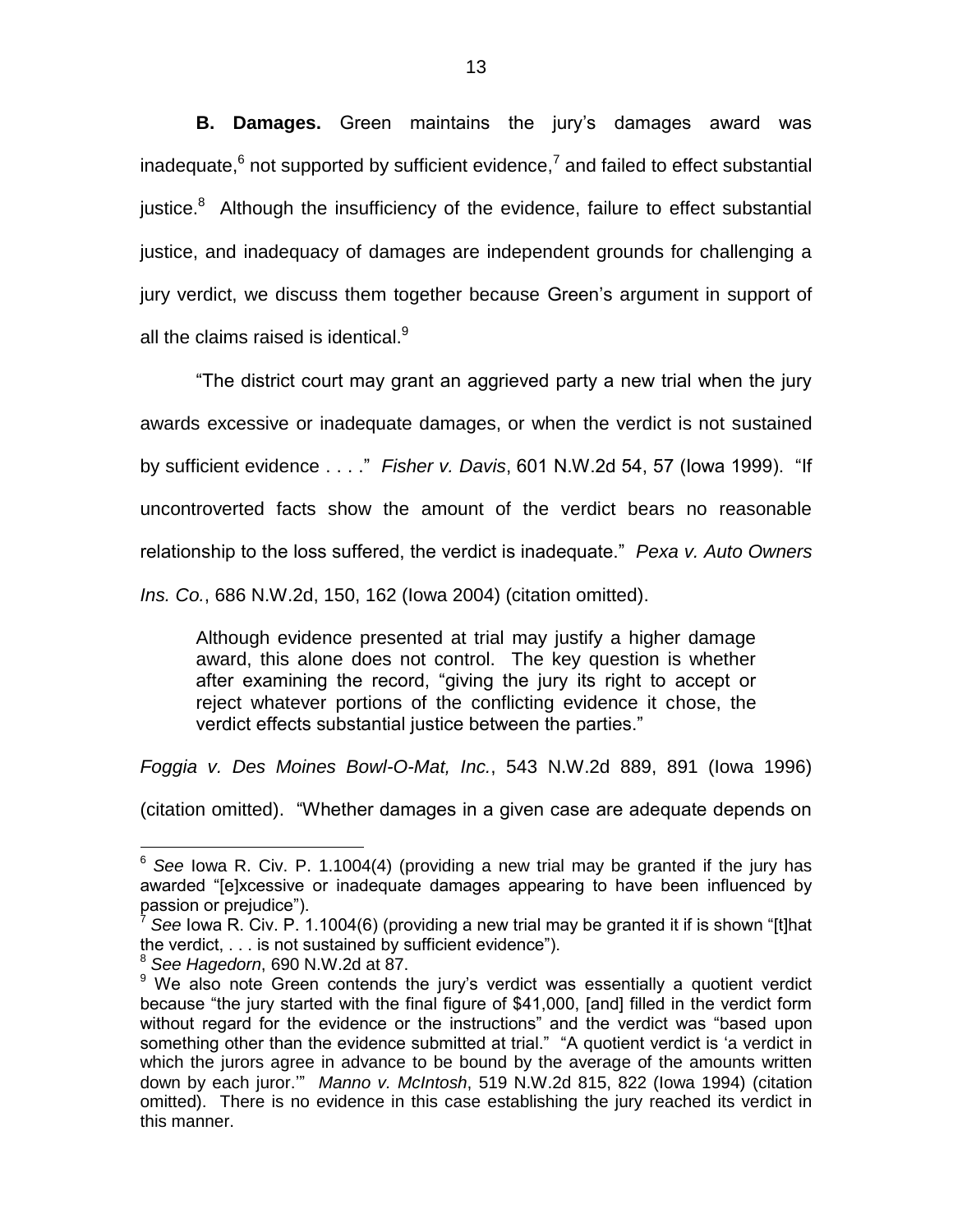**B. Damages.** Green maintains the jury's damages award was inadequate,[6] not supported by sufficient evidence,[7] and failed to effect substantial justice.[8] Although the insufficiency of the evidence, failure to effect substantial justice, and inadequacy of damages are independent grounds for challenging a jury verdict, we discuss them together because Green's argument in support of all the claims raised is identical.[9]

"The district court may grant an aggrieved party a new trial when the jury awards excessive or inadequate damages, or when the verdict is not sustained by sufficient evidence . . . ." *Fisher v. Davis*, 601 N.W.2d 54, 57 (Iowa 1999). "If uncontroverted facts show the amount of the verdict bears no reasonable relationship to the loss suffered, the verdict is inadequate." *Pexa v. Auto Owners Ins. Co.*, 686 N.W.2d, 150, 162 (Iowa 2004) (citation omitted).

> Although evidence presented at trial may justify a higher damage award, this alone does not control. The key question is whether after examining the record, "giving the jury its right to accept or reject whatever portions of the conflicting evidence it chose, the verdict effects substantial justice between the parties."

*Foggia v. Des Moines Bowl-O-Mat, Inc.*, 543 N.W.2d 889, 891 (Iowa 1996) (citation omitted). "Whether damages in a given case are adequate depends on

---

[6] *See* Iowa R. Civ. P. 1.1004(4) (providing a new trial may be granted if the jury has awarded "[e]xcessive or inadequate damages appearing to have been influenced by passion or prejudice").

[7] *See* Iowa R. Civ. P. 1.1004(6) (providing a new trial may be granted it if is shown "[t]hat the verdict, . . . is not sustained by sufficient evidence").

[8] *See Hagedorn*, 690 N.W.2d at 87.

[9] We also note Green contends the jury's verdict was essentially a quotient verdict because "the jury started with the final figure of $41,000, [and] filled in the verdict form without regard for the evidence or the instructions" and the verdict was "based upon something other than the evidence submitted at trial." "A quotient verdict is 'a verdict in which the jurors agree in advance to be bound by the average of the amounts written down by each juror.'" *Manno v. McIntosh*, 519 N.W.2d 815, 822 (Iowa 1994) (citation omitted). There is no evidence in this case establishing the jury reached its verdict in this manner.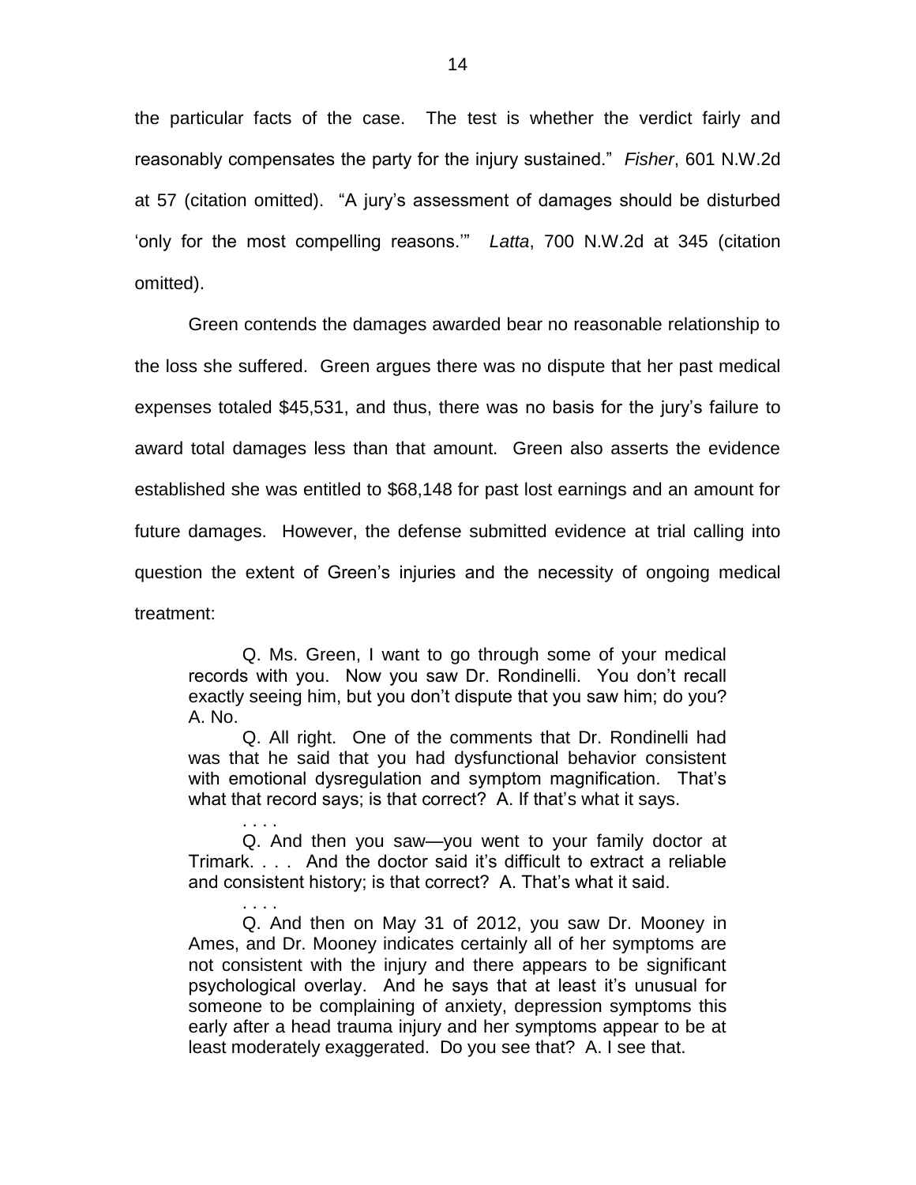the particular facts of the case. The test is whether the verdict fairly and reasonably compensates the party for the injury sustained." *Fisher*, 601 N.W.2d at 57 (citation omitted). "A jury's assessment of damages should be disturbed 'only for the most compelling reasons.'" *Latta*, 700 N.W.2d at 345 (citation omitted).

Green contends the damages awarded bear no reasonable relationship to the loss she suffered. Green argues there was no dispute that her past medical expenses totaled $45,531, and thus, there was no basis for the jury's failure to award total damages less than that amount. Green also asserts the evidence established she was entitled to $68,148 for past lost earnings and an amount for future damages. However, the defense submitted evidence at trial calling into question the extent of Green's injuries and the necessity of ongoing medical treatment:

> Q. Ms. Green, I want to go through some of your medical records with you. Now you saw Dr. Rondinelli. You don't recall exactly seeing him, but you don't dispute that you saw him; do you? A. No.
>
> Q. All right. One of the comments that Dr. Rondinelli had was that he said that you had dysfunctional behavior consistent with emotional dysregulation and symptom magnification. That's what that record says; is that correct? A. If that's what it says.
>
> . . . .
>
> Q. And then you saw—you went to your family doctor at Trimark. . . . And the doctor said it's difficult to extract a reliable and consistent history; is that correct? A. That's what it said.
>
> . . . .
>
> Q. And then on May 31 of 2012, you saw Dr. Mooney in Ames, and Dr. Mooney indicates certainly all of her symptoms are not consistent with the injury and there appears to be significant psychological overlay. And he says that at least it's unusual for someone to be complaining of anxiety, depression symptoms this early after a head trauma injury and her symptoms appear to be at least moderately exaggerated. Do you see that? A. I see that.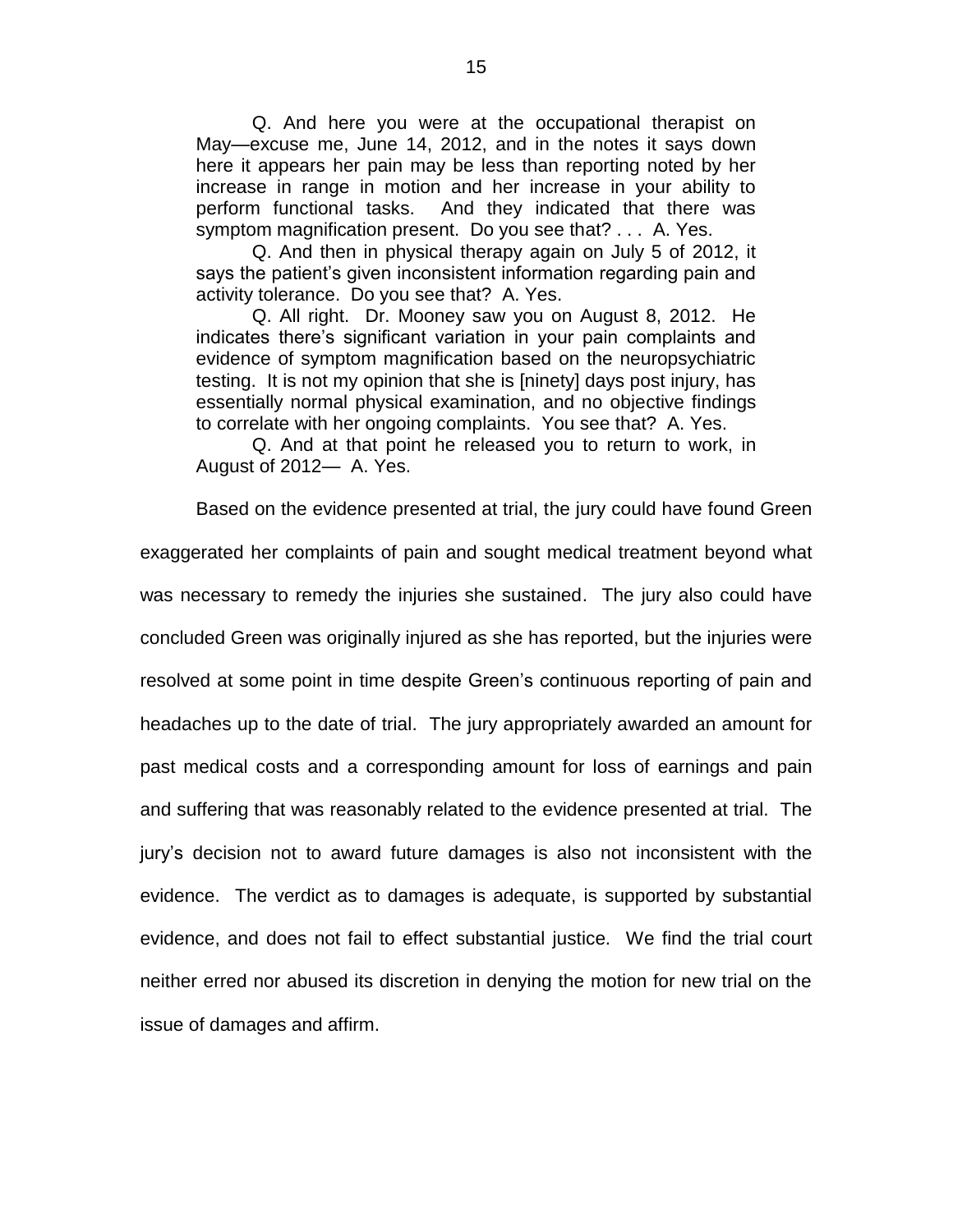> Q. And here you were at the occupational therapist on May—excuse me, June 14, 2012, and in the notes it says down here it appears her pain may be less than reporting noted by her increase in range in motion and her increase in your ability to perform functional tasks. And they indicated that there was symptom magnification present. Do you see that? . . . A. Yes.
>
> Q. And then in physical therapy again on July 5 of 2012, it says the patient's given inconsistent information regarding pain and activity tolerance. Do you see that? A. Yes.
>
> Q. All right. Dr. Mooney saw you on August 8, 2012. He indicates there's significant variation in your pain complaints and evidence of symptom magnification based on the neuropsychiatric testing. It is not my opinion that she is [ninety] days post injury, has essentially normal physical examination, and no objective findings to correlate with her ongoing complaints. You see that? A. Yes.
>
> Q. And at that point he released you to return to work, in August of 2012— A. Yes.

Based on the evidence presented at trial, the jury could have found Green exaggerated her complaints of pain and sought medical treatment beyond what was necessary to remedy the injuries she sustained. The jury also could have concluded Green was originally injured as she has reported, but the injuries were resolved at some point in time despite Green's continuous reporting of pain and headaches up to the date of trial. The jury appropriately awarded an amount for past medical costs and a corresponding amount for loss of earnings and pain and suffering that was reasonably related to the evidence presented at trial. The jury's decision not to award future damages is also not inconsistent with the evidence. The verdict as to damages is adequate, is supported by substantial evidence, and does not fail to effect substantial justice. We find the trial court neither erred nor abused its discretion in denying the motion for new trial on the issue of damages and affirm.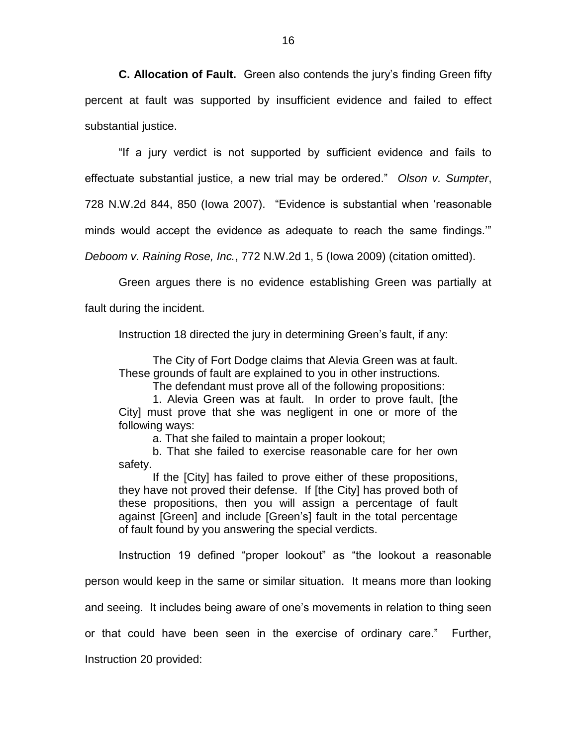**C. Allocation of Fault.** Green also contends the jury's finding Green fifty percent at fault was supported by insufficient evidence and failed to effect substantial justice.

"If a jury verdict is not supported by sufficient evidence and fails to effectuate substantial justice, a new trial may be ordered." *Olson v. Sumpter*, 728 N.W.2d 844, 850 (Iowa 2007). "Evidence is substantial when 'reasonable minds would accept the evidence as adequate to reach the same findings.'" *Deboom v. Raining Rose, Inc.*, 772 N.W.2d 1, 5 (Iowa 2009) (citation omitted).

Green argues there is no evidence establishing Green was partially at fault during the incident.

Instruction 18 directed the jury in determining Green's fault, if any:

> The City of Fort Dodge claims that Alevia Green was at fault. These grounds of fault are explained to you in other instructions.
>
> The defendant must prove all of the following propositions:
>
> 1. Alevia Green was at fault. In order to prove fault, [the City] must prove that she was negligent in one or more of the following ways:
>
> a. That she failed to maintain a proper lookout;
>
> b. That she failed to exercise reasonable care for her own safety.
>
> If the [City] has failed to prove either of these propositions, they have not proved their defense. If [the City] has proved both of these propositions, then you will assign a percentage of fault against [Green] and include [Green's] fault in the total percentage of fault found by you answering the special verdicts.

Instruction 19 defined "proper lookout" as "the lookout a reasonable person would keep in the same or similar situation. It means more than looking and seeing. It includes being aware of one's movements in relation to thing seen or that could have been seen in the exercise of ordinary care." Further, Instruction 20 provided: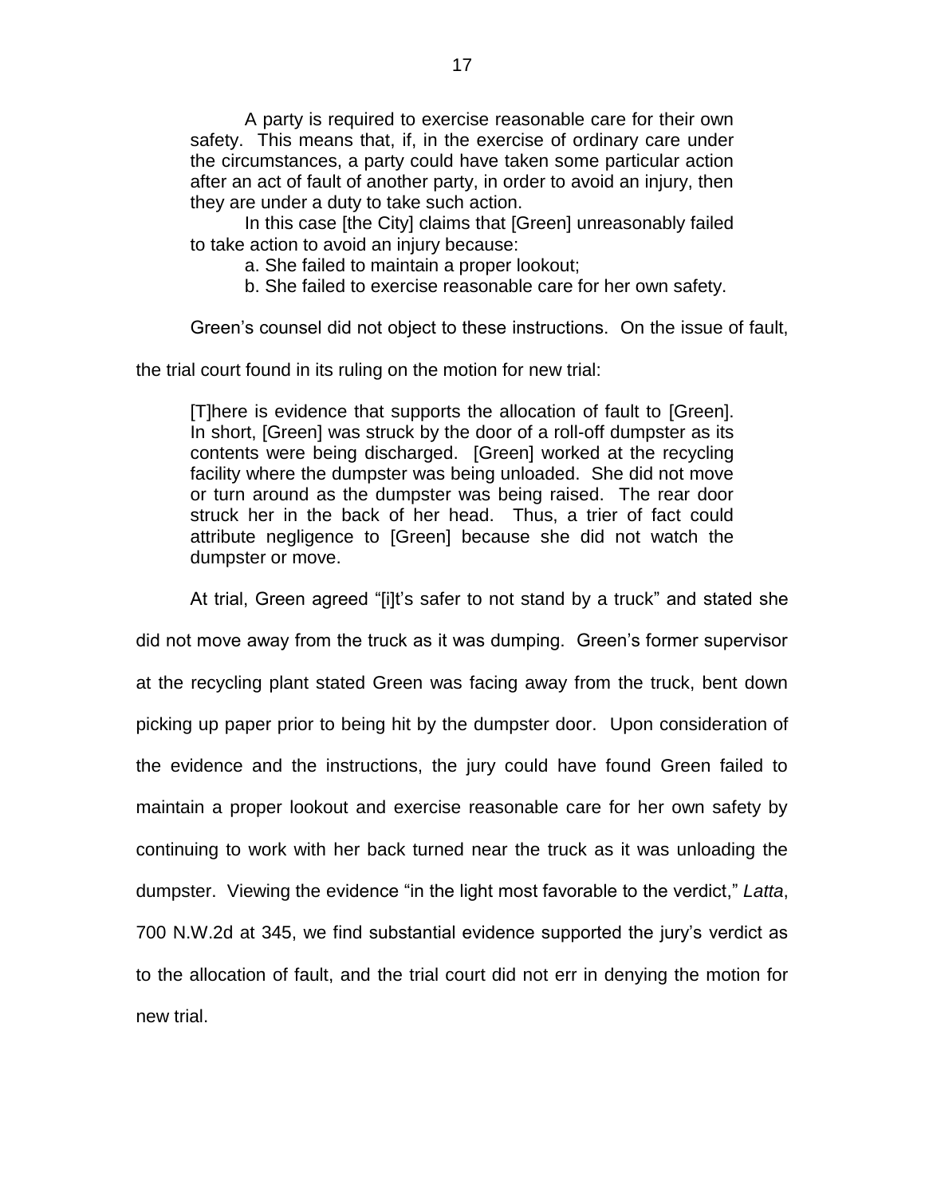> A party is required to exercise reasonable care for their own safety. This means that, if, in the exercise of ordinary care under the circumstances, a party could have taken some particular action after an act of fault of another party, in order to avoid an injury, then they are under a duty to take such action.
>
> In this case [the City] claims that [Green] unreasonably failed to take action to avoid an injury because:
>
> a. She failed to maintain a proper lookout;
>
> b. She failed to exercise reasonable care for her own safety.

Green's counsel did not object to these instructions. On the issue of fault, the trial court found in its ruling on the motion for new trial:

> [T]here is evidence that supports the allocation of fault to [Green]. In short, [Green] was struck by the door of a roll-off dumpster as its contents were being discharged. [Green] worked at the recycling facility where the dumpster was being unloaded. She did not move or turn around as the dumpster was being raised. The rear door struck her in the back of her head. Thus, a trier of fact could attribute negligence to [Green] because she did not watch the dumpster or move.

At trial, Green agreed "[i]t's safer to not stand by a truck" and stated she did not move away from the truck as it was dumping. Green's former supervisor at the recycling plant stated Green was facing away from the truck, bent down picking up paper prior to being hit by the dumpster door. Upon consideration of the evidence and the instructions, the jury could have found Green failed to maintain a proper lookout and exercise reasonable care for her own safety by continuing to work with her back turned near the truck as it was unloading the dumpster. Viewing the evidence "in the light most favorable to the verdict," *Latta*, 700 N.W.2d at 345, we find substantial evidence supported the jury's verdict as to the allocation of fault, and the trial court did not err in denying the motion for new trial.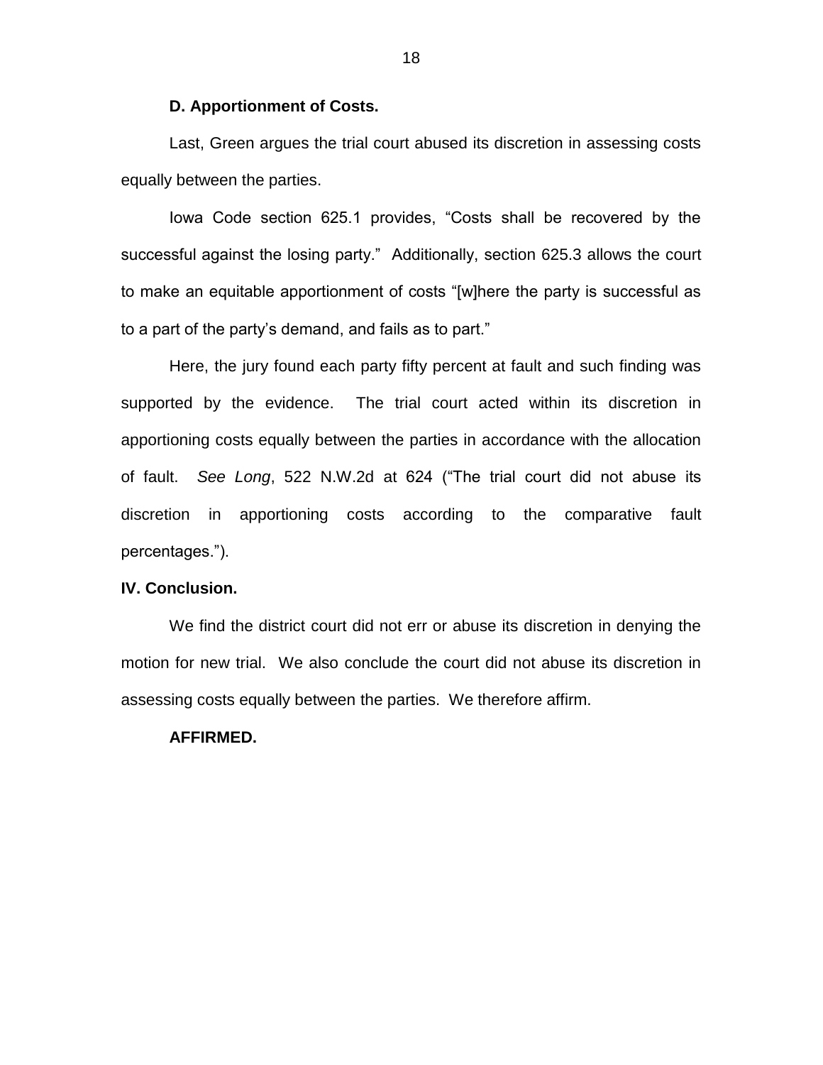### D. Apportionment of Costs.

Last, Green argues the trial court abused its discretion in assessing costs equally between the parties.

Iowa Code section 625.1 provides, "Costs shall be recovered by the successful against the losing party." Additionally, section 625.3 allows the court to make an equitable apportionment of costs "[w]here the party is successful as to a part of the party's demand, and fails as to part."

Here, the jury found each party fifty percent at fault and such finding was supported by the evidence. The trial court acted within its discretion in apportioning costs equally between the parties in accordance with the allocation of fault. *See Long*, 522 N.W.2d at 624 ("The trial court did not abuse its discretion in apportioning costs according to the comparative fault percentages.").

## IV. Conclusion.

We find the district court did not err or abuse its discretion in denying the motion for new trial. We also conclude the court did not abuse its discretion in assessing costs equally between the parties. We therefore affirm.

**AFFIRMED.**